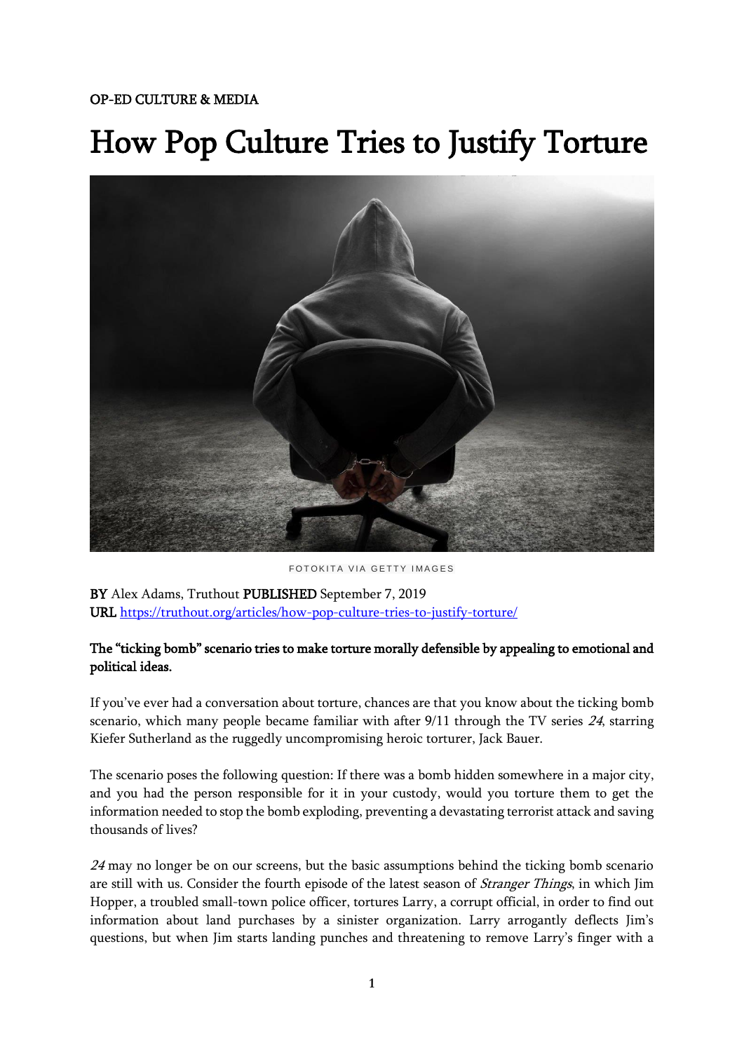OP-ED CULTURE & MEDIA

# How Pop Culture Tries to Justify Torture

FOTOKITA VIA GETTY IMAGES

**BY** Alex Adams, Truthout **PUBLISHED** September 7, 2019
**URL** https://truthout.org/articles/how-pop-culture-tries-to-justify-torture/

**The "ticking bomb" scenario tries to make torture morally defensible by appealing to emotional and political ideas.**

If you've ever had a conversation about torture, chances are that you know about the ticking bomb scenario, which many people became familiar with after 9/11 through the TV series *24*, starring Kiefer Sutherland as the ruggedly uncompromising heroic torturer, Jack Bauer.

The scenario poses the following question: If there was a bomb hidden somewhere in a major city, and you had the person responsible for it in your custody, would you torture them to get the information needed to stop the bomb exploding, preventing a devastating terrorist attack and saving thousands of lives?

*24* may no longer be on our screens, but the basic assumptions behind the ticking bomb scenario are still with us. Consider the fourth episode of the latest season of *Stranger Things*, in which Jim Hopper, a troubled small-town police officer, tortures Larry, a corrupt official, in order to find out information about land purchases by a sinister organization. Larry arrogantly deflects Jim's questions, but when Jim starts landing punches and threatening to remove Larry's finger with a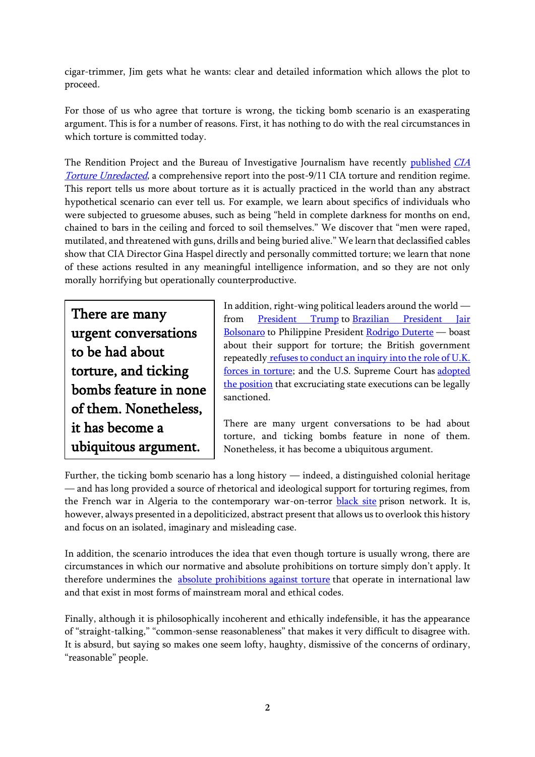cigar-trimmer, Jim gets what he wants: clear and detailed information which allows the plot to proceed.

For those of us who agree that torture is wrong, the ticking bomb scenario is an exasperating argument. This is for a number of reasons. First, it has nothing to do with the real circumstances in which torture is committed today.

The Rendition Project and the Bureau of Investigative Journalism have recently published *CIA Torture Unredacted*, a comprehensive report into the post-9/11 CIA torture and rendition regime. This report tells us more about torture as it is actually practiced in the world than any abstract hypothetical scenario can ever tell us. For example, we learn about specifics of individuals who were subjected to gruesome abuses, such as being "held in complete darkness for months on end, chained to bars in the ceiling and forced to soil themselves." We discover that "men were raped, mutilated, and threatened with guns, drills and being buried alive." We learn that declassified cables show that CIA Director Gina Haspel directly and personally committed torture; we learn that none of these actions resulted in any meaningful intelligence information, and so they are not only morally horrifying but operationally counterproductive.

In addition, right-wing political leaders around the world — from President Trump to Brazilian President Jair Bolsonaro to Philippine President Rodrigo Duterte — boast about their support for torture; the British government repeatedly refuses to conduct an inquiry into the role of U.K. forces in torture; and the U.S. Supreme Court has adopted the position that excruciating state executions can be legally sanctioned.

> **There are many urgent conversations to be had about torture, and ticking bombs feature in none of them. Nonetheless, it has become a ubiquitous argument.**

There are many urgent conversations to be had about torture, and ticking bombs feature in none of them. Nonetheless, it has become a ubiquitous argument.

Further, the ticking bomb scenario has a long history — indeed, a distinguished colonial heritage — and has long provided a source of rhetorical and ideological support for torturing regimes, from the French war in Algeria to the contemporary war-on-terror black site prison network. It is, however, always presented in a depoliticized, abstract present that allows us to overlook this history and focus on an isolated, imaginary and misleading case.

In addition, the scenario introduces the idea that even though torture is usually wrong, there are circumstances in which our normative and absolute prohibitions on torture simply don't apply. It therefore undermines the absolute prohibitions against torture that operate in international law and that exist in most forms of mainstream moral and ethical codes.

Finally, although it is philosophically incoherent and ethically indefensible, it has the appearance of "straight-talking," "common-sense reasonableness" that makes it very difficult to disagree with. It is absurd, but saying so makes one seem lofty, haughty, dismissive of the concerns of ordinary, "reasonable" people.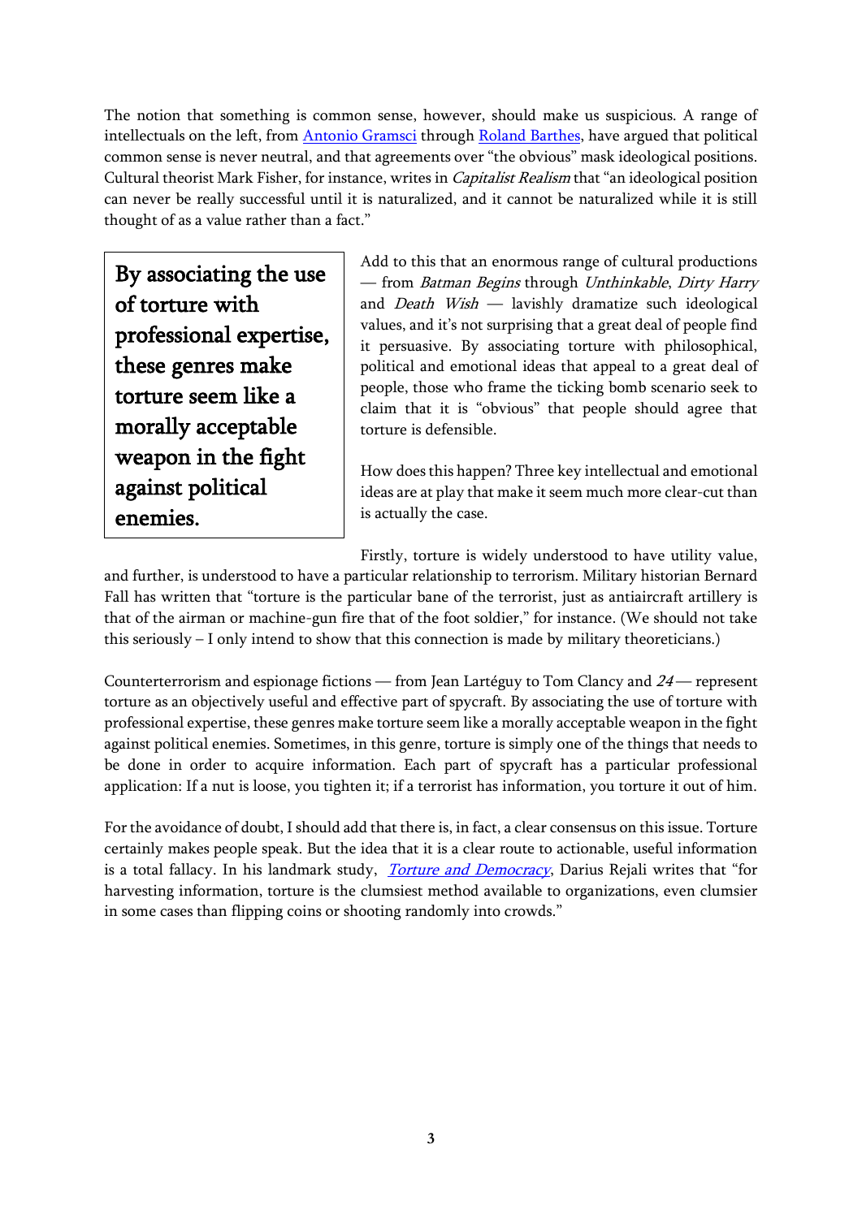The notion that something is common sense, however, should make us suspicious. A range of intellectuals on the left, from [Antonio Gramsci](#) through [Roland Barthes](#), have argued that political common sense is never neutral, and that agreements over "the obvious" mask ideological positions. Cultural theorist Mark Fisher, for instance, writes in *Capitalist Realism* that "an ideological position can never be really successful until it is naturalized, and it cannot be naturalized while it is still thought of as a value rather than a fact."

> **By associating the use of torture with professional expertise, these genres make torture seem like a morally acceptable weapon in the fight against political enemies.**

Add to this that an enormous range of cultural productions — from *Batman Begins* through *Unthinkable*, *Dirty Harry* and *Death Wish* — lavishly dramatize such ideological values, and it's not surprising that a great deal of people find it persuasive. By associating torture with philosophical, political and emotional ideas that appeal to a great deal of people, those who frame the ticking bomb scenario seek to claim that it is "obvious" that people should agree that torture is defensible.

How does this happen? Three key intellectual and emotional ideas are at play that make it seem much more clear-cut than is actually the case.

Firstly, torture is widely understood to have utility value, and further, is understood to have a particular relationship to terrorism. Military historian Bernard Fall has written that "torture is the particular bane of the terrorist, just as antiaircraft artillery is that of the airman or machine-gun fire that of the foot soldier," for instance. (We should not take this seriously – I only intend to show that this connection is made by military theoreticians.)

Counterterrorism and espionage fictions — from Jean Lartéguy to Tom Clancy and *24* — represent torture as an objectively useful and effective part of spycraft. By associating the use of torture with professional expertise, these genres make torture seem like a morally acceptable weapon in the fight against political enemies. Sometimes, in this genre, torture is simply one of the things that needs to be done in order to acquire information. Each part of spycraft has a particular professional application: If a nut is loose, you tighten it; if a terrorist has information, you torture it out of him.

For the avoidance of doubt, I should add that there is, in fact, a clear consensus on this issue. Torture certainly makes people speak. But the idea that it is a clear route to actionable, useful information is a total fallacy. In his landmark study, [*Torture and Democracy*](#), Darius Rejali writes that "for harvesting information, torture is the clumsiest method available to organizations, even clumsier in some cases than flipping coins or shooting randomly into crowds."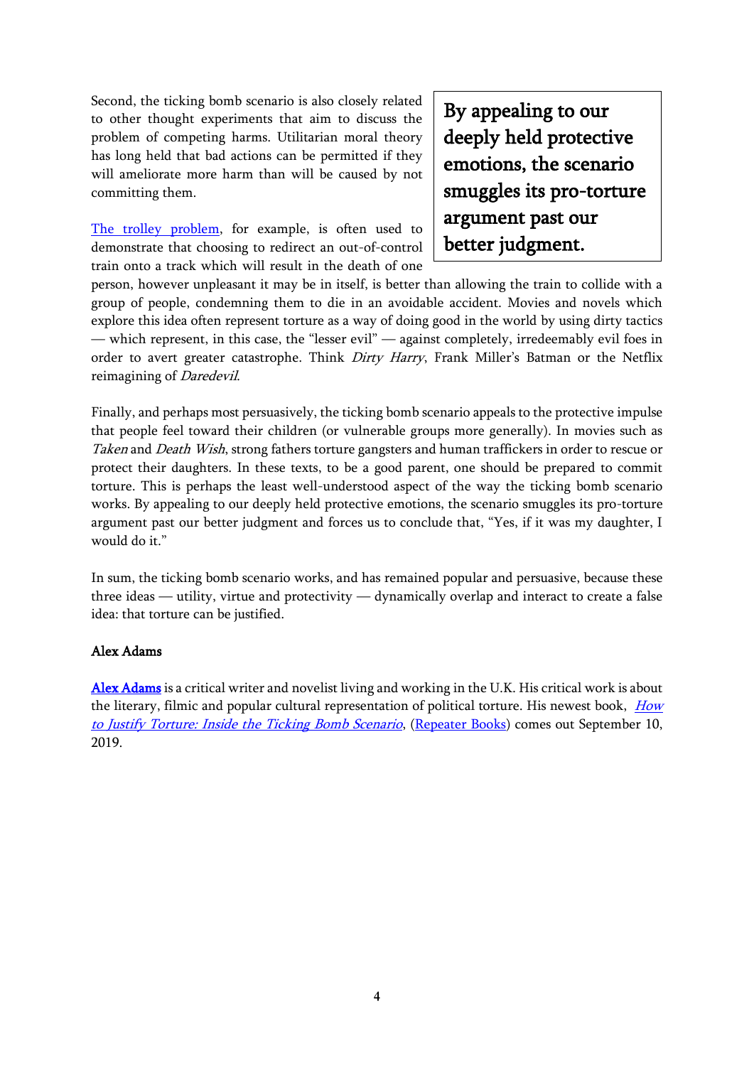Second, the ticking bomb scenario is also closely related to other thought experiments that aim to discuss the problem of competing harms. Utilitarian moral theory has long held that bad actions can be permitted if they will ameliorate more harm than will be caused by not committing them.

> **By appealing to our deeply held protective emotions, the scenario smuggles its pro-torture argument past our better judgment.**

[The trolley problem](), for example, is often used to demonstrate that choosing to redirect an out-of-control train onto a track which will result in the death of one person, however unpleasant it may be in itself, is better than allowing the train to collide with a group of people, condemning them to die in an avoidable accident. Movies and novels which explore this idea often represent torture as a way of doing good in the world by using dirty tactics — which represent, in this case, the "lesser evil" — against completely, irredeemably evil foes in order to avert greater catastrophe. Think *Dirty Harry*, Frank Miller's Batman or the Netflix reimagining of *Daredevil*.

Finally, and perhaps most persuasively, the ticking bomb scenario appeals to the protective impulse that people feel toward their children (or vulnerable groups more generally). In movies such as *Taken* and *Death Wish*, strong fathers torture gangsters and human traffickers in order to rescue or protect their daughters. In these texts, to be a good parent, one should be prepared to commit torture. This is perhaps the least well-understood aspect of the way the ticking bomb scenario works. By appealing to our deeply held protective emotions, the scenario smuggles its pro-torture argument past our better judgment and forces us to conclude that, "Yes, if it was my daughter, I would do it."

In sum, the ticking bomb scenario works, and has remained popular and persuasive, because these three ideas — utility, virtue and protectivity — dynamically overlap and interact to create a false idea: that torture can be justified.

**Alex Adams**

**Alex Adams** is a critical writer and novelist living and working in the U.K. His critical work is about the literary, filmic and popular cultural representation of political torture. His newest book, *How to Justify Torture: Inside the Ticking Bomb Scenario*, (Repeater Books) comes out September 10, 2019.